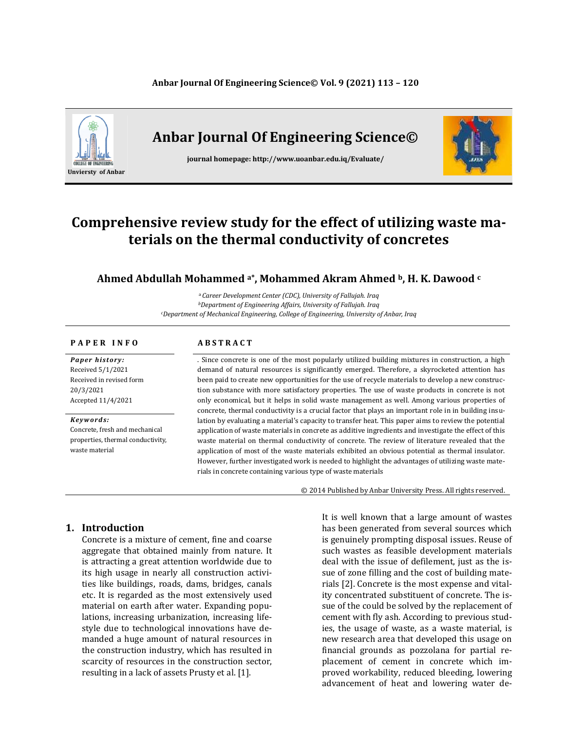# Anbar Journal Of Engineering Science©

journal homepage: http://www.uoanbar.edu.iq/Evaluate/

# Comprehensive review study for the effect of utilizing waste materials on the thermal conductivity of concretes

**Ahmed Abdullah Mohammed [a*], Mohammed Akram Ahmed [b], H. K. Dawood [c]**

[a] *Career Development Center (CDC), University of Fallujah. Iraq*
[b] *Department of Engineering Affairs, University of Fallujah. Iraq*
[c] *Department of Mechanical Engineering, College of Engineering, University of Anbar, Iraq*

## PAPER INFO

***Paper history:***
Received 5/1/2021
Received in revised form 20/3/2021
Accepted 11/4/2021

***Keywords:***
Concrete, fresh and mechanical properties, thermal conductivity, waste material

## ABSTRACT

. Since concrete is one of the most popularly utilized building mixtures in construction, a high demand of natural resources is significantly emerged. Therefore, a skyrocketed attention has been paid to create new opportunities for the use of recycle materials to develop a new construction substance with more satisfactory properties. The use of waste products in concrete is not only economical, but it helps in solid waste management as well. Among various properties of concrete, thermal conductivity is a crucial factor that plays an important role in in building insulation by evaluating a material's capacity to transfer heat. This paper aims to review the potential application of waste materials in concrete as additive ingredients and investigate the effect of this waste material on thermal conductivity of concrete. The review of literature revealed that the application of most of the waste materials exhibited an obvious potential as thermal insulator. However, further investigated work is needed to highlight the advantages of utilizing waste materials in concrete containing various type of waste materials

© 2014 Published by Anbar University Press. All rights reserved.

## 1. Introduction

Concrete is a mixture of cement, fine and coarse aggregate that obtained mainly from nature. It is attracting a great attention worldwide due to its high usage in nearly all construction activities like buildings, roads, dams, bridges, canals etc. It is regarded as the most extensively used material on earth after water. Expanding populations, increasing urbanization, increasing lifestyle due to technological innovations have demanded a huge amount of natural resources in the construction industry, which has resulted in scarcity of resources in the construction sector, resulting in a lack of assets Prusty et al. [1].

It is well known that a large amount of wastes has been generated from several sources which is genuinely prompting disposal issues. Reuse of such wastes as feasible development materials deal with the issue of defilement, just as the issue of zone filling and the cost of building materials [2]. Concrete is the most expense and vitality concentrated substituent of concrete. The issue of the could be solved by the replacement of cement with fly ash. According to previous studies, the usage of waste, as a waste material, is new research area that developed this usage on financial grounds as pozzolana for partial replacement of cement in concrete which improved workability, reduced bleeding, lowering advancement of heat and lowering water de-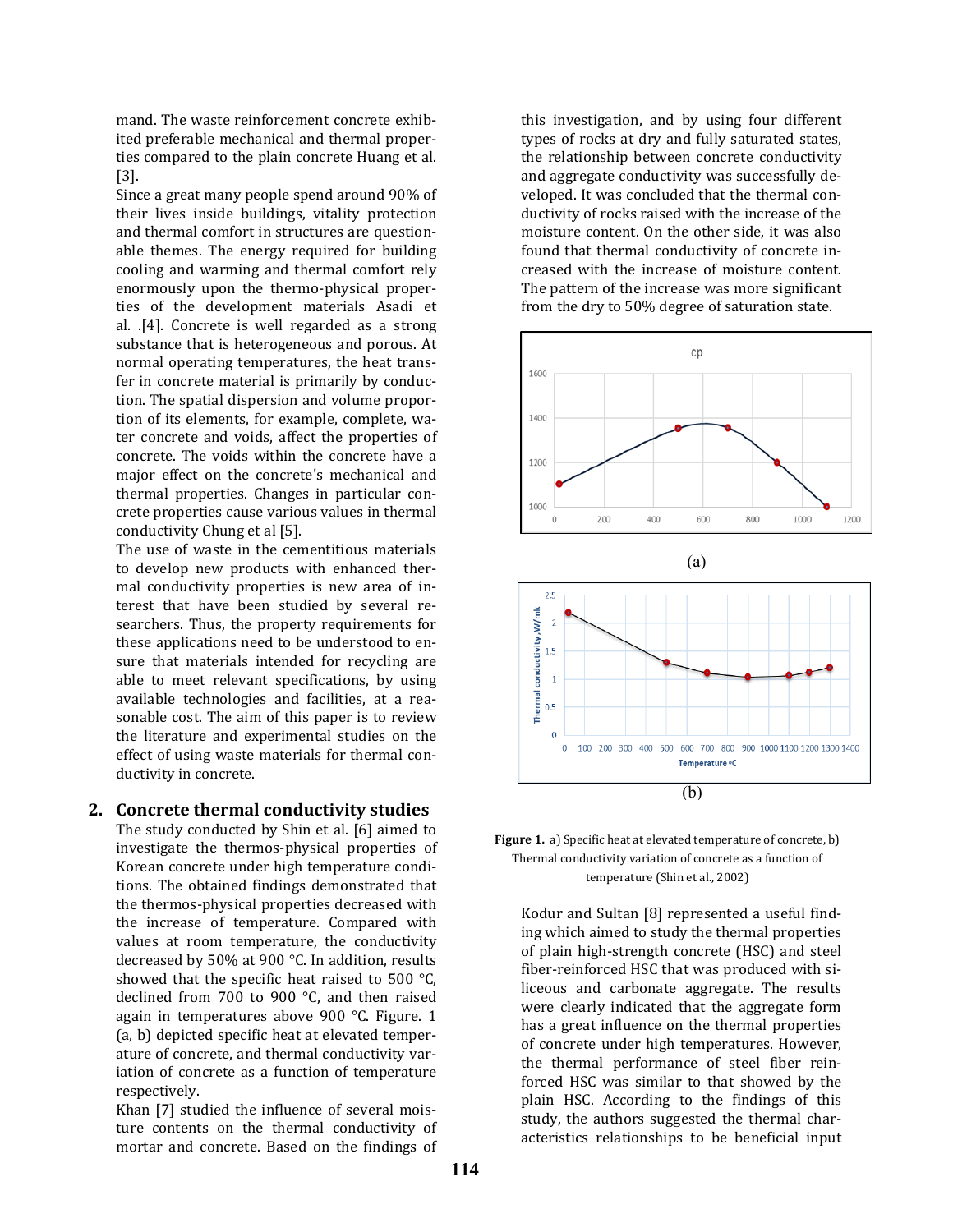mand. The waste reinforcement concrete exhibited preferable mechanical and thermal properties compared to the plain concrete Huang et al. [3].

Since a great many people spend around 90% of their lives inside buildings, vitality protection and thermal comfort in structures are questionable themes. The energy required for building cooling and warming and thermal comfort rely enormously upon the thermo-physical properties of the development materials Asadi et al. .[4]. Concrete is well regarded as a strong substance that is heterogeneous and porous. At normal operating temperatures, the heat transfer in concrete material is primarily by conduction. The spatial dispersion and volume proportion of its elements, for example, complete, water concrete and voids, affect the properties of concrete. The voids within the concrete have a major effect on the concrete's mechanical and thermal properties. Changes in particular concrete properties cause various values in thermal conductivity Chung et al [5].

The use of waste in the cementitious materials to develop new products with enhanced thermal conductivity properties is new area of interest that have been studied by several researchers. Thus, the property requirements for these applications need to be understood to ensure that materials intended for recycling are able to meet relevant specifications, by using available technologies and facilities, at a reasonable cost. The aim of this paper is to review the literature and experimental studies on the effect of using waste materials for thermal conductivity in concrete.

## 2. Concrete thermal conductivity studies

The study conducted by Shin et al. [6] aimed to investigate the thermos-physical properties of Korean concrete under high temperature conditions. The obtained findings demonstrated that the thermos-physical properties decreased with the increase of temperature. Compared with values at room temperature, the conductivity decreased by 50% at 900 °C. In addition, results showed that the specific heat raised to 500 °C, declined from 700 to 900 °C, and then raised again in temperatures above 900 °C. Figure. 1 (a, b) depicted specific heat at elevated temperature of concrete, and thermal conductivity variation of concrete as a function of temperature respectively.

Khan [7] studied the influence of several moisture contents on the thermal conductivity of mortar and concrete. Based on the findings of this investigation, and by using four different types of rocks at dry and fully saturated states, the relationship between concrete conductivity and aggregate conductivity was successfully developed. It was concluded that the thermal conductivity of rocks raised with the increase of the moisture content. On the other side, it was also found that thermal conductivity of concrete increased with the increase of moisture content. The pattern of the increase was more significant from the dry to 50% degree of saturation state.

(a)

(b)

**Figure 1.** a) Specific heat at elevated temperature of concrete, b) Thermal conductivity variation of concrete as a function of temperature (Shin et al., 2002)

Kodur and Sultan [8] represented a useful finding which aimed to study the thermal properties of plain high-strength concrete (HSC) and steel fiber-reinforced HSC that was produced with siliceous and carbonate aggregate. The results were clearly indicated that the aggregate form has a great influence on the thermal properties of concrete under high temperatures. However, the thermal performance of steel fiber reinforced HSC was similar to that showed by the plain HSC. According to the findings of this study, the authors suggested the thermal characteristics relationships to be beneficial input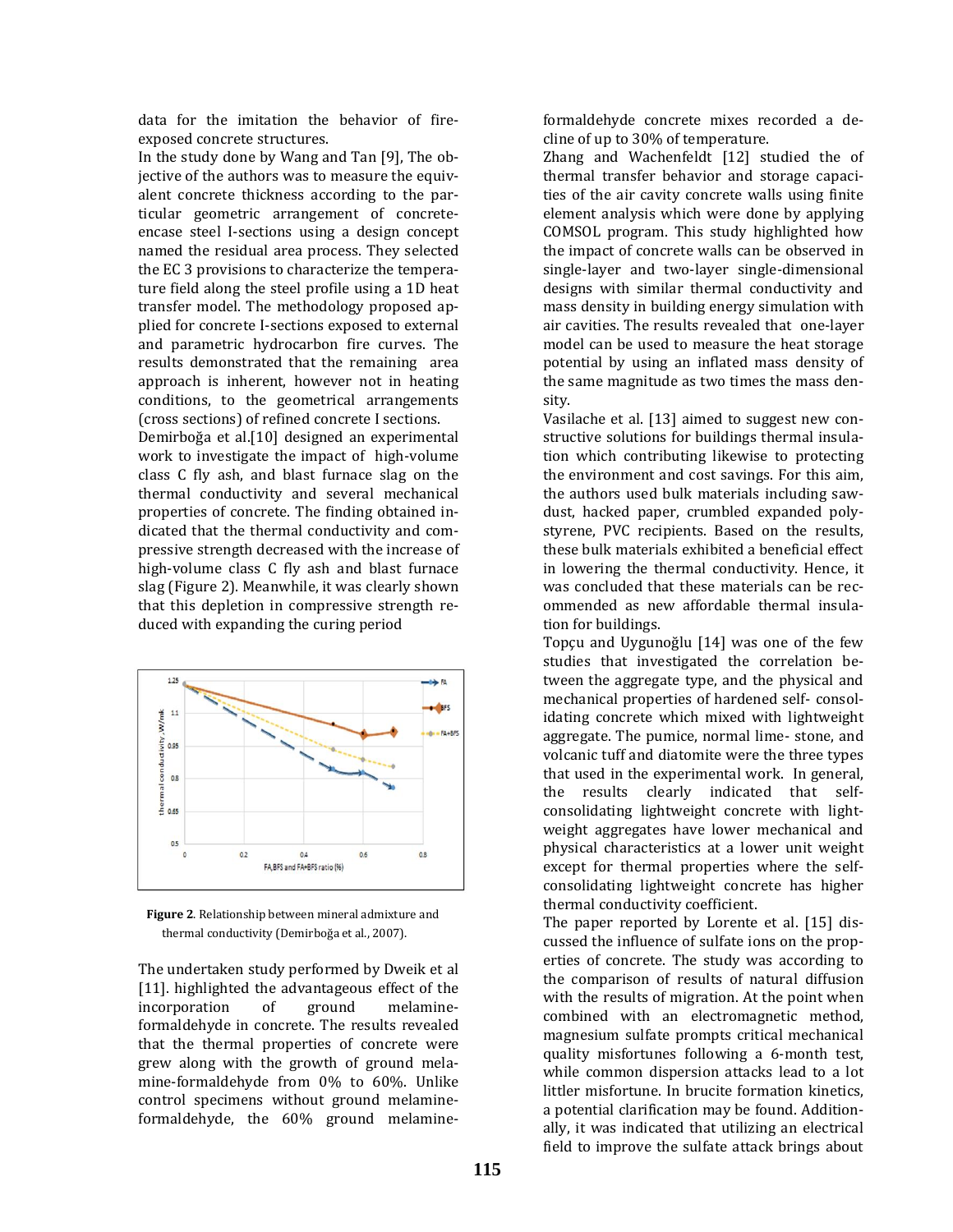data for the imitation the behavior of fire-exposed concrete structures.

In the study done by Wang and Tan [9], The objective of the authors was to measure the equivalent concrete thickness according to the particular geometric arrangement of concrete-encase steel I-sections using a design concept named the residual area process. They selected the EC 3 provisions to characterize the temperature field along the steel profile using a 1D heat transfer model. The methodology proposed applied for concrete I-sections exposed to external and parametric hydrocarbon fire curves. The results demonstrated that the remaining area approach is inherent, however not in heating conditions, to the geometrical arrangements (cross sections) of refined concrete I sections.

Demirboğa et al.[10] designed an experimental work to investigate the impact of high-volume class C fly ash, and blast furnace slag on the thermal conductivity and several mechanical properties of concrete. The finding obtained indicated that the thermal conductivity and compressive strength decreased with the increase of high-volume class C fly ash and blast furnace slag (Figure 2). Meanwhile, it was clearly shown that this depletion in compressive strength reduced with expanding the curing period

**Figure 2**. Relationship between mineral admixture and thermal conductivity (Demirboğa et al., 2007).

The undertaken study performed by Dweik et al [11]. highlighted the advantageous effect of the incorporation of ground melamine-formaldehyde in concrete. The results revealed that the thermal properties of concrete were grew along with the growth of ground melamine-formaldehyde from 0% to 60%. Unlike control specimens without ground melamine-formaldehyde, the 60% ground melamine-formaldehyde concrete mixes recorded a decline of up to 30% of temperature.

Zhang and Wachenfeldt [12] studied the of thermal transfer behavior and storage capacities of the air cavity concrete walls using finite element analysis which were done by applying COMSOL program. This study highlighted how the impact of concrete walls can be observed in single-layer and two-layer single-dimensional designs with similar thermal conductivity and mass density in building energy simulation with air cavities. The results revealed that one-layer model can be used to measure the heat storage potential by using an inflated mass density of the same magnitude as two times the mass density.

Vasilache et al. [13] aimed to suggest new constructive solutions for buildings thermal insulation which contributing likewise to protecting the environment and cost savings. For this aim, the authors used bulk materials including sawdust, hacked paper, crumbled expanded polystyrene, PVC recipients. Based on the results, these bulk materials exhibited a beneficial effect in lowering the thermal conductivity. Hence, it was concluded that these materials can be recommended as new affordable thermal insulation for buildings.

Topçu and Uygunoğlu [14] was one of the few studies that investigated the correlation between the aggregate type, and the physical and mechanical properties of hardened self- consolidating concrete which mixed with lightweight aggregate. The pumice, normal lime- stone, and volcanic tuff and diatomite were the three types that used in the experimental work. In general, the results clearly indicated that self-consolidating lightweight concrete with lightweight aggregates have lower mechanical and physical characteristics at a lower unit weight except for thermal properties where the self-consolidating lightweight concrete has higher thermal conductivity coefficient.

The paper reported by Lorente et al. [15] discussed the influence of sulfate ions on the properties of concrete. The study was according to the comparison of results of natural diffusion with the results of migration. At the point when combined with an electromagnetic method, magnesium sulfate prompts critical mechanical quality misfortunes following a 6-month test, while common dispersion attacks lead to a lot littler misfortune. In brucite formation kinetics, a potential clarification may be found. Additionally, it was indicated that utilizing an electrical field to improve the sulfate attack brings about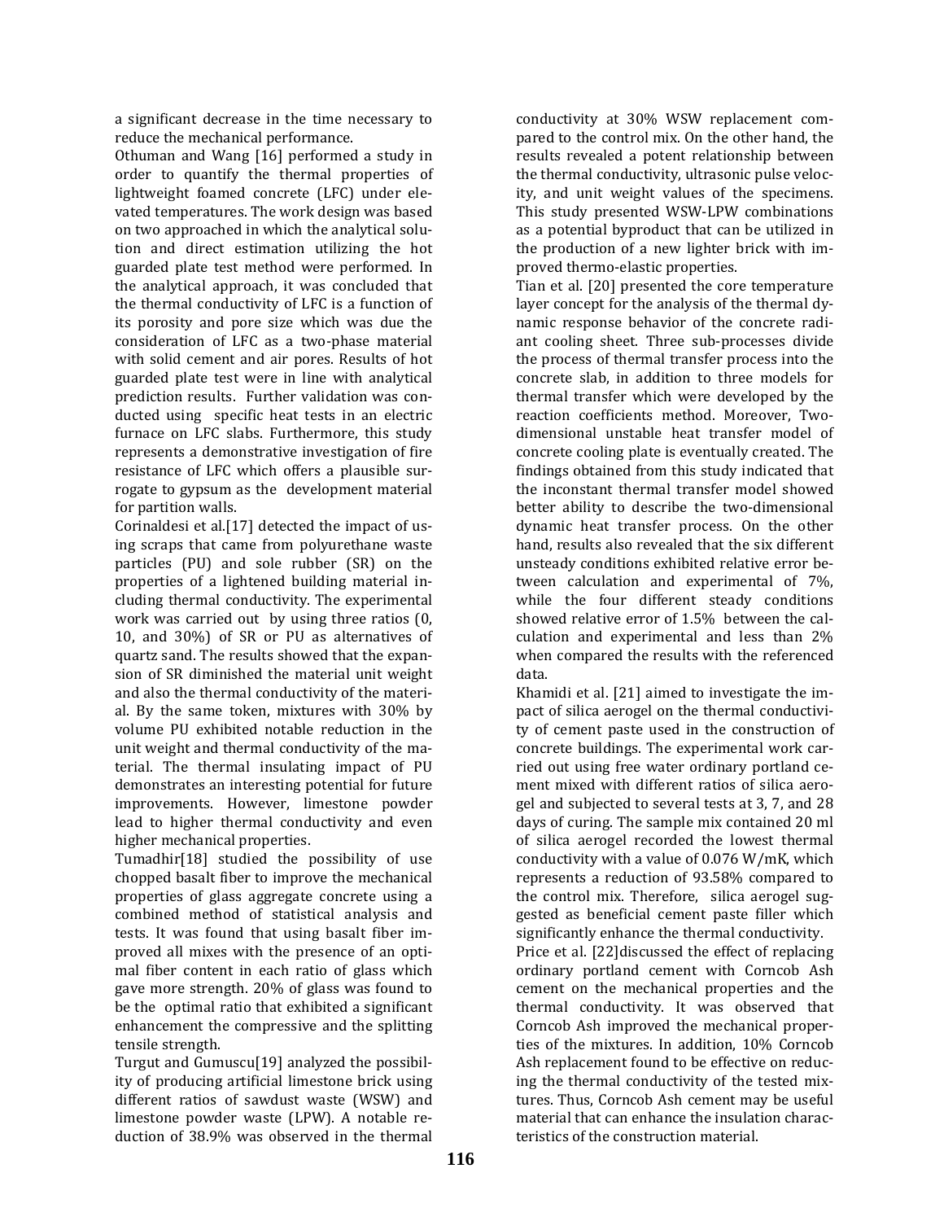a significant decrease in the time necessary to reduce the mechanical performance.

Othuman and Wang [16] performed a study in order to quantify the thermal properties of lightweight foamed concrete (LFC) under elevated temperatures. The work design was based on two approached in which the analytical solution and direct estimation utilizing the hot guarded plate test method were performed. In the analytical approach, it was concluded that the thermal conductivity of LFC is a function of its porosity and pore size which was due the consideration of LFC as a two-phase material with solid cement and air pores. Results of hot guarded plate test were in line with analytical prediction results. Further validation was conducted using specific heat tests in an electric furnace on LFC slabs. Furthermore, this study represents a demonstrative investigation of fire resistance of LFC which offers a plausible surrogate to gypsum as the development material for partition walls.

Corinaldesi et al.[17] detected the impact of using scraps that came from polyurethane waste particles (PU) and sole rubber (SR) on the properties of a lightened building material including thermal conductivity. The experimental work was carried out by using three ratios (0, 10, and 30%) of SR or PU as alternatives of quartz sand. The results showed that the expansion of SR diminished the material unit weight and also the thermal conductivity of the material. By the same token, mixtures with 30% by volume PU exhibited notable reduction in the unit weight and thermal conductivity of the material. The thermal insulating impact of PU demonstrates an interesting potential for future improvements. However, limestone powder lead to higher thermal conductivity and even higher mechanical properties.

Tumadhir[18] studied the possibility of use chopped basalt fiber to improve the mechanical properties of glass aggregate concrete using a combined method of statistical analysis and tests. It was found that using basalt fiber improved all mixes with the presence of an optimal fiber content in each ratio of glass which gave more strength. 20% of glass was found to be the optimal ratio that exhibited a significant enhancement the compressive and the splitting tensile strength.

Turgut and Gumuscu[19] analyzed the possibility of producing artificial limestone brick using different ratios of sawdust waste (WSW) and limestone powder waste (LPW). A notable reduction of 38.9% was observed in the thermal conductivity at 30% WSW replacement compared to the control mix. On the other hand, the results revealed a potent relationship between the thermal conductivity, ultrasonic pulse velocity, and unit weight values of the specimens. This study presented WSW-LPW combinations as a potential byproduct that can be utilized in the production of a new lighter brick with improved thermo-elastic properties.

Tian et al. [20] presented the core temperature layer concept for the analysis of the thermal dynamic response behavior of the concrete radiant cooling sheet. Three sub-processes divide the process of thermal transfer process into the concrete slab, in addition to three models for thermal transfer which were developed by the reaction coefficients method. Moreover, Two-dimensional unstable heat transfer model of concrete cooling plate is eventually created. The findings obtained from this study indicated that the inconstant thermal transfer model showed better ability to describe the two-dimensional dynamic heat transfer process. On the other hand, results also revealed that the six different unsteady conditions exhibited relative error between calculation and experimental of 7%, while the four different steady conditions showed relative error of 1.5% between the calculation and experimental and less than 2% when compared the results with the referenced data.

Khamidi et al. [21] aimed to investigate the impact of silica aerogel on the thermal conductivity of cement paste used in the construction of concrete buildings. The experimental work carried out using free water ordinary portland cement mixed with different ratios of silica aerogel and subjected to several tests at 3, 7, and 28 days of curing. The sample mix contained 20 ml of silica aerogel recorded the lowest thermal conductivity with a value of 0.076 W/mK, which represents a reduction of 93.58% compared to the control mix. Therefore, silica aerogel suggested as beneficial cement paste filler which significantly enhance the thermal conductivity.

Price et al. [22]discussed the effect of replacing ordinary portland cement with Corncob Ash cement on the mechanical properties and the thermal conductivity. It was observed that Corncob Ash improved the mechanical properties of the mixtures. In addition, 10% Corncob Ash replacement found to be effective on reducing the thermal conductivity of the tested mixtures. Thus, Corncob Ash cement may be useful material that can enhance the insulation characteristics of the construction material.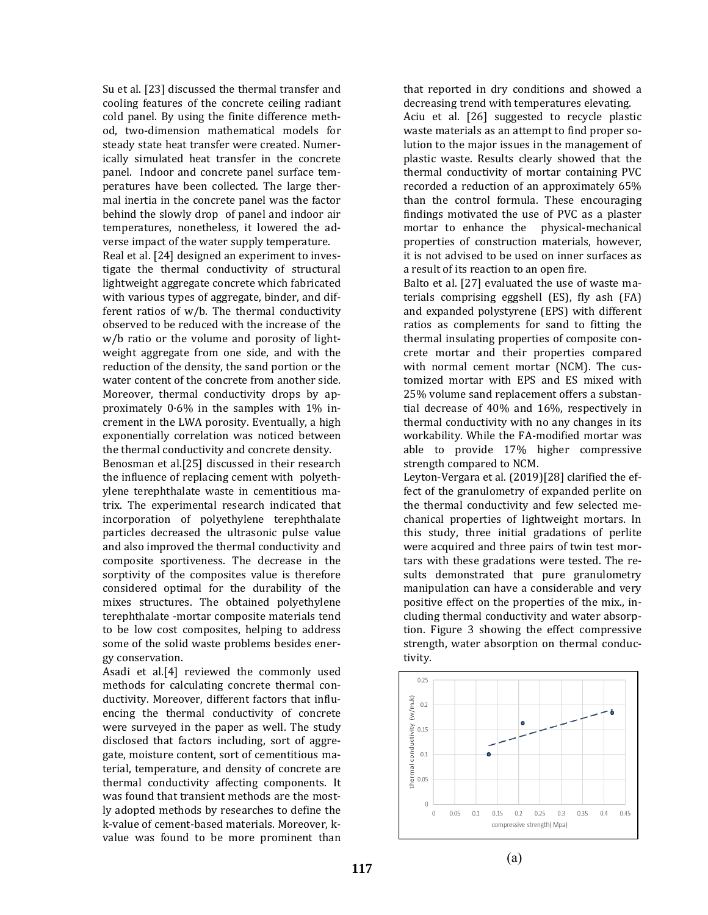Su et al. [23] discussed the thermal transfer and cooling features of the concrete ceiling radiant cold panel. By using the finite difference method, two-dimension mathematical models for steady state heat transfer were created. Numerically simulated heat transfer in the concrete panel. Indoor and concrete panel surface temperatures have been collected. The large thermal inertia in the concrete panel was the factor behind the slowly drop of panel and indoor air temperatures, nonetheless, it lowered the adverse impact of the water supply temperature.

Real et al. [24] designed an experiment to investigate the thermal conductivity of structural lightweight aggregate concrete which fabricated with various types of aggregate, binder, and different ratios of w/b. The thermal conductivity observed to be reduced with the increase of the w/b ratio or the volume and porosity of lightweight aggregate from one side, and with the reduction of the density, the sand portion or the water content of the concrete from another side. Moreover, thermal conductivity drops by approximately 0·6% in the samples with 1% increment in the LWA porosity. Eventually, a high exponentially correlation was noticed between the thermal conductivity and concrete density.

Benosman et al.[25] discussed in their research the influence of replacing cement with polyethylene terephthalate waste in cementitious matrix. The experimental research indicated that incorporation of polyethylene terephthalate particles decreased the ultrasonic pulse value and also improved the thermal conductivity and composite sportiveness. The decrease in the sorptivity of the composites value is therefore considered optimal for the durability of the mixes structures. The obtained polyethylene terephthalate -mortar composite materials tend to be low cost composites, helping to address some of the solid waste problems besides energy conservation.

Asadi et al.[4] reviewed the commonly used methods for calculating concrete thermal conductivity. Moreover, different factors that influencing the thermal conductivity of concrete were surveyed in the paper as well. The study disclosed that factors including, sort of aggregate, moisture content, sort of cementitious material, temperature, and density of concrete are thermal conductivity affecting components. It was found that transient methods are the mostly adopted methods by researches to define the k-value of cement-based materials. Moreover, k-value was found to be more prominent than that reported in dry conditions and showed a decreasing trend with temperatures elevating.

Aciu et al. [26] suggested to recycle plastic waste materials as an attempt to find proper solution to the major issues in the management of plastic waste. Results clearly showed that the thermal conductivity of mortar containing PVC recorded a reduction of an approximately 65% than the control formula. These encouraging findings motivated the use of PVC as a plaster mortar to enhance the physical-mechanical properties of construction materials, however, it is not advised to be used on inner surfaces as a result of its reaction to an open fire.

Balto et al. [27] evaluated the use of waste materials comprising eggshell (ES), fly ash (FA) and expanded polystyrene (EPS) with different ratios as complements for sand to fitting the thermal insulating properties of composite concrete mortar and their properties compared with normal cement mortar (NCM). The customized mortar with EPS and ES mixed with 25% volume sand replacement offers a substantial decrease of 40% and 16%, respectively in thermal conductivity with no any changes in its workability. While the FA-modified mortar was able to provide 17% higher compressive strength compared to NCM.

Leyton-Vergara et al. (2019)[28] clarified the effect of the granulometry of expanded perlite on the thermal conductivity and few selected mechanical properties of lightweight mortars. In this study, three initial gradations of perlite were acquired and three pairs of twin test mortars with these gradations were tested. The results demonstrated that pure granulometry manipulation can have a considerable and very positive effect on the properties of the mix., including thermal conductivity and water absorption. Figure 3 showing the effect compressive strength, water absorption on thermal conductivity.

(a)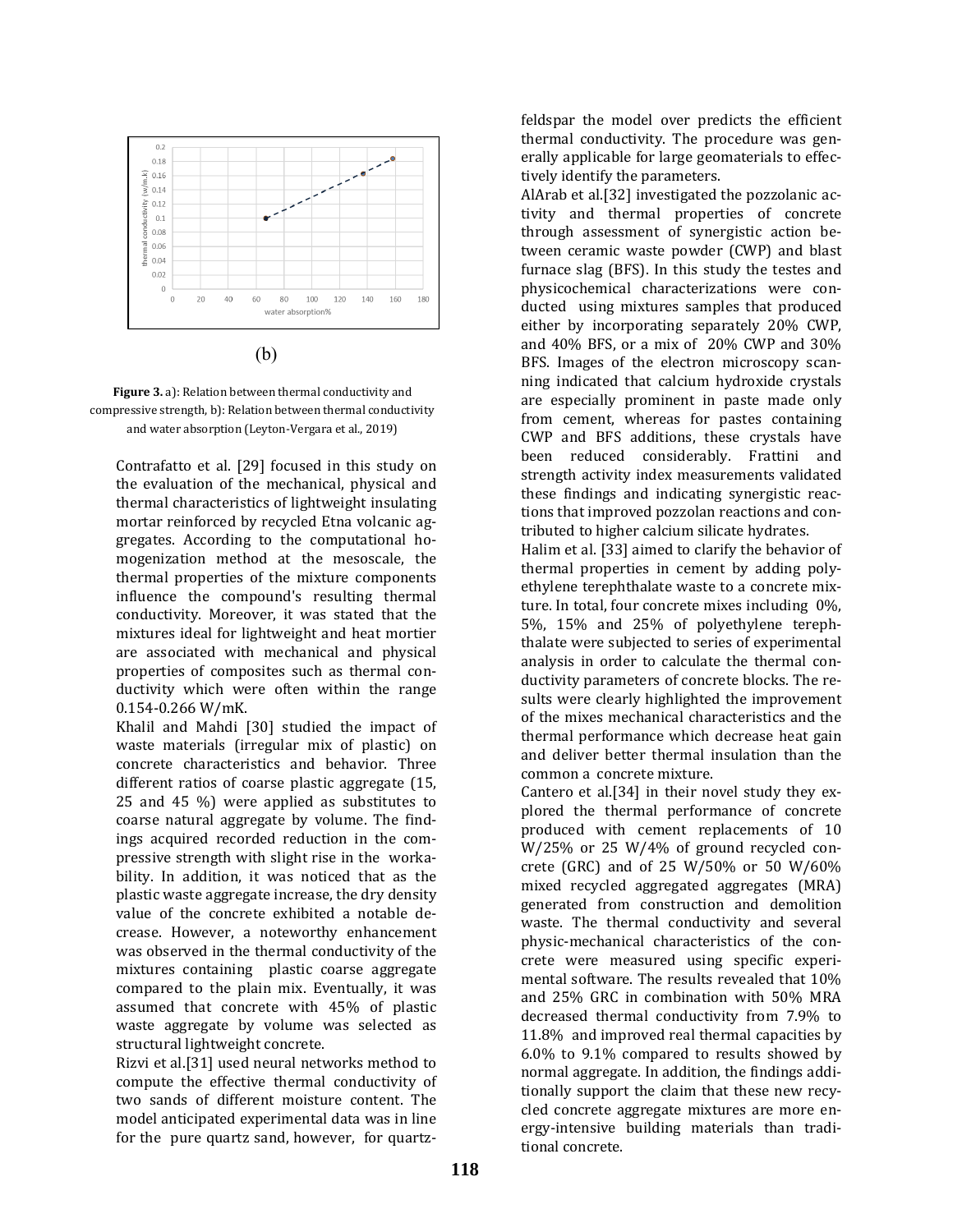(b)

**Figure 3.** a): Relation between thermal conductivity and compressive strength, b): Relation between thermal conductivity and water absorption (Leyton-Vergara et al., 2019)

Contrafatto et al. [29] focused in this study on the evaluation of the mechanical, physical and thermal characteristics of lightweight insulating mortar reinforced by recycled Etna volcanic aggregates. According to the computational homogenization method at the mesoscale, the thermal properties of the mixture components influence the compound's resulting thermal conductivity. Moreover, it was stated that the mixtures ideal for lightweight and heat mortier are associated with mechanical and physical properties of composites such as thermal conductivity which were often within the range 0.154-0.266 W/mK.

Khalil and Mahdi [30] studied the impact of waste materials (irregular mix of plastic) on concrete characteristics and behavior. Three different ratios of coarse plastic aggregate (15, 25 and 45 %) were applied as substitutes to coarse natural aggregate by volume. The findings acquired recorded reduction in the compressive strength with slight rise in the workability. In addition, it was noticed that as the plastic waste aggregate increase, the dry density value of the concrete exhibited a notable decrease. However, a noteworthy enhancement was observed in the thermal conductivity of the mixtures containing plastic coarse aggregate compared to the plain mix. Eventually, it was assumed that concrete with 45% of plastic waste aggregate by volume was selected as structural lightweight concrete.

Rizvi et al.[31] used neural networks method to compute the effective thermal conductivity of two sands of different moisture content. The model anticipated experimental data was in line for the pure quartz sand, however, for quartz-feldspar the model over predicts the efficient thermal conductivity. The procedure was generally applicable for large geomaterials to effectively identify the parameters.

AlArab et al.[32] investigated the pozzolanic activity and thermal properties of concrete through assessment of synergistic action between ceramic waste powder (CWP) and blast furnace slag (BFS). In this study the testes and physicochemical characterizations were conducted using mixtures samples that produced either by incorporating separately 20% CWP, and 40% BFS, or a mix of 20% CWP and 30% BFS. Images of the electron microscopy scanning indicated that calcium hydroxide crystals are especially prominent in paste made only from cement, whereas for pastes containing CWP and BFS additions, these crystals have been reduced considerably. Frattini and strength activity index measurements validated these findings and indicating synergistic reactions that improved pozzolan reactions and contributed to higher calcium silicate hydrates.

Halim et al. [33] aimed to clarify the behavior of thermal properties in cement by adding polyethylene terephthalate waste to a concrete mixture. In total, four concrete mixes including 0%, 5%, 15% and 25% of polyethylene terephthalate were subjected to series of experimental analysis in order to calculate the thermal conductivity parameters of concrete blocks. The results were clearly highlighted the improvement of the mixes mechanical characteristics and the thermal performance which decrease heat gain and deliver better thermal insulation than the common a concrete mixture.

Cantero et al.[34] in their novel study they explored the thermal performance of concrete produced with cement replacements of 10 W/25% or 25 W/4% of ground recycled concrete (GRC) and of 25 W/50% or 50 W/60% mixed recycled aggregated aggregates (MRA) generated from construction and demolition waste. The thermal conductivity and several physic-mechanical characteristics of the concrete were measured using specific experimental software. The results revealed that 10% and 25% GRC in combination with 50% MRA decreased thermal conductivity from 7.9% to 11.8% and improved real thermal capacities by 6.0% to 9.1% compared to results showed by normal aggregate. In addition, the findings additionally support the claim that these new recycled concrete aggregate mixtures are more energy-intensive building materials than traditional concrete.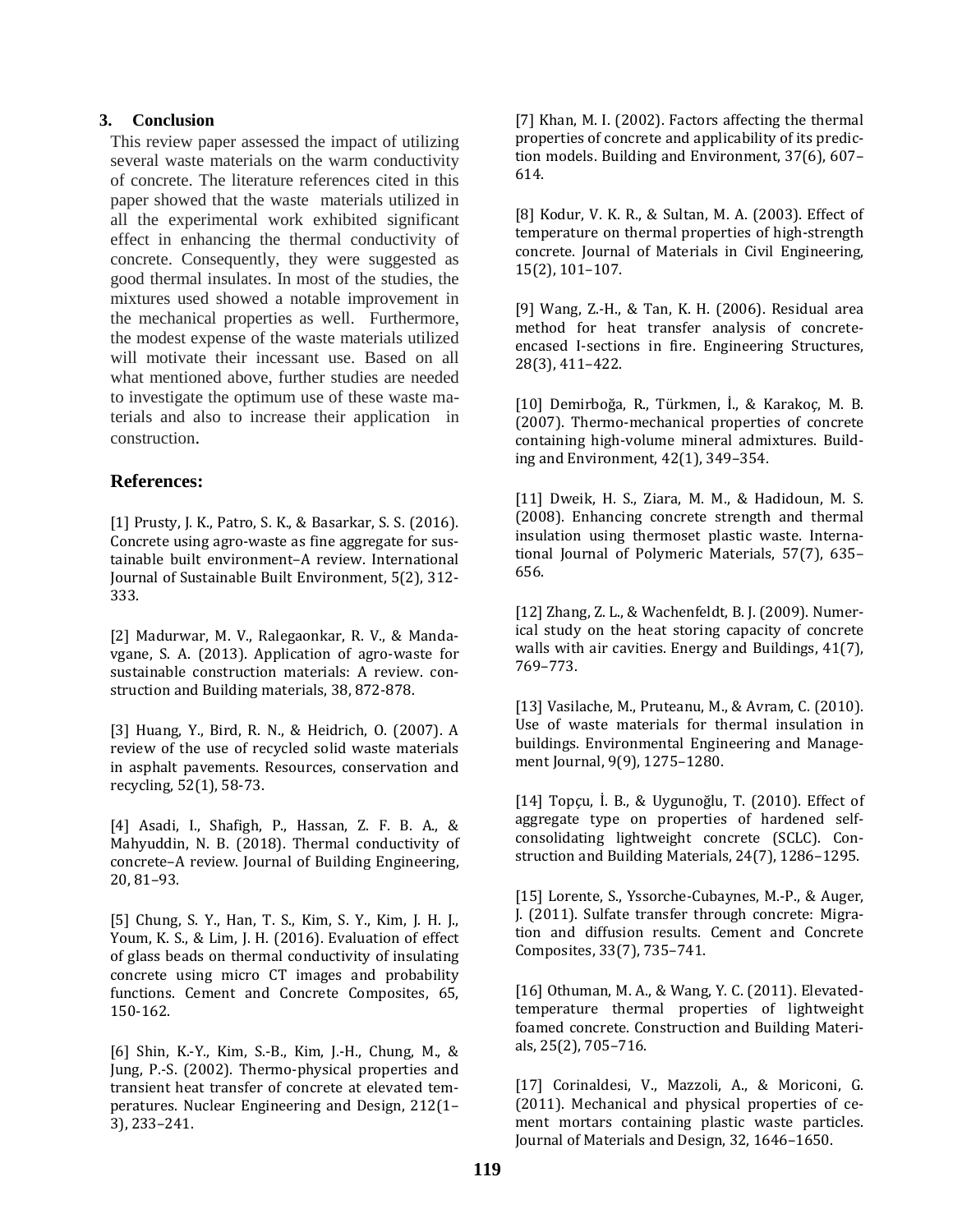## 3. Conclusion

This review paper assessed the impact of utilizing several waste materials on the warm conductivity of concrete. The literature references cited in this paper showed that the waste materials utilized in all the experimental work exhibited significant effect in enhancing the thermal conductivity of concrete. Consequently, they were suggested as good thermal insulates. In most of the studies, the mixtures used showed a notable improvement in the mechanical properties as well. Furthermore, the modest expense of the waste materials utilized will motivate their incessant use. Based on all what mentioned above, further studies are needed to investigate the optimum use of these waste materials and also to increase their application in construction.

## References:

[1] Prusty, J. K., Patro, S. K., & Basarkar, S. S. (2016). Concrete using agro-waste as fine aggregate for sustainable built environment–A review. International Journal of Sustainable Built Environment, 5(2), 312-333.

[2] Madurwar, M. V., Ralegaonkar, R. V., & Mandavgane, S. A. (2013). Application of agro-waste for sustainable construction materials: A review. construction and Building materials, 38, 872-878.

[3] Huang, Y., Bird, R. N., & Heidrich, O. (2007). A review of the use of recycled solid waste materials in asphalt pavements. Resources, conservation and recycling, 52(1), 58-73.

[4] Asadi, I., Shafigh, P., Hassan, Z. F. B. A., & Mahyuddin, N. B. (2018). Thermal conductivity of concrete–A review. Journal of Building Engineering, 20, 81–93.

[5] Chung, S. Y., Han, T. S., Kim, S. Y., Kim, J. H. J., Youm, K. S., & Lim, J. H. (2016). Evaluation of effect of glass beads on thermal conductivity of insulating concrete using micro CT images and probability functions. Cement and Concrete Composites, 65, 150-162.

[6] Shin, K.-Y., Kim, S.-B., Kim, J.-H., Chung, M., & Jung, P.-S. (2002). Thermo-physical properties and transient heat transfer of concrete at elevated temperatures. Nuclear Engineering and Design, 212(1–3), 233–241.

[7] Khan, M. I. (2002). Factors affecting the thermal properties of concrete and applicability of its prediction models. Building and Environment, 37(6), 607–614.

[8] Kodur, V. K. R., & Sultan, M. A. (2003). Effect of temperature on thermal properties of high-strength concrete. Journal of Materials in Civil Engineering, 15(2), 101–107.

[9] Wang, Z.-H., & Tan, K. H. (2006). Residual area method for heat transfer analysis of concrete-encased I-sections in fire. Engineering Structures, 28(3), 411–422.

[10] Demirboğa, R., Türkmen, İ., & Karakoç, M. B. (2007). Thermo-mechanical properties of concrete containing high-volume mineral admixtures. Building and Environment, 42(1), 349–354.

[11] Dweik, H. S., Ziara, M. M., & Hadidoun, M. S. (2008). Enhancing concrete strength and thermal insulation using thermoset plastic waste. International Journal of Polymeric Materials, 57(7), 635–656.

[12] Zhang, Z. L., & Wachenfeldt, B. J. (2009). Numerical study on the heat storing capacity of concrete walls with air cavities. Energy and Buildings, 41(7), 769–773.

[13] Vasilache, M., Pruteanu, M., & Avram, C. (2010). Use of waste materials for thermal insulation in buildings. Environmental Engineering and Management Journal, 9(9), 1275–1280.

[14] Topçu, İ. B., & Uygunoğlu, T. (2010). Effect of aggregate type on properties of hardened self-consolidating lightweight concrete (SCLC). Construction and Building Materials, 24(7), 1286–1295.

[15] Lorente, S., Yssorche-Cubaynes, M.-P., & Auger, J. (2011). Sulfate transfer through concrete: Migration and diffusion results. Cement and Concrete Composites, 33(7), 735–741.

[16] Othuman, M. A., & Wang, Y. C. (2011). Elevated-temperature thermal properties of lightweight foamed concrete. Construction and Building Materials, 25(2), 705–716.

[17] Corinaldesi, V., Mazzoli, A., & Moriconi, G. (2011). Mechanical and physical properties of cement mortars containing plastic waste particles. Journal of Materials and Design, 32, 1646–1650.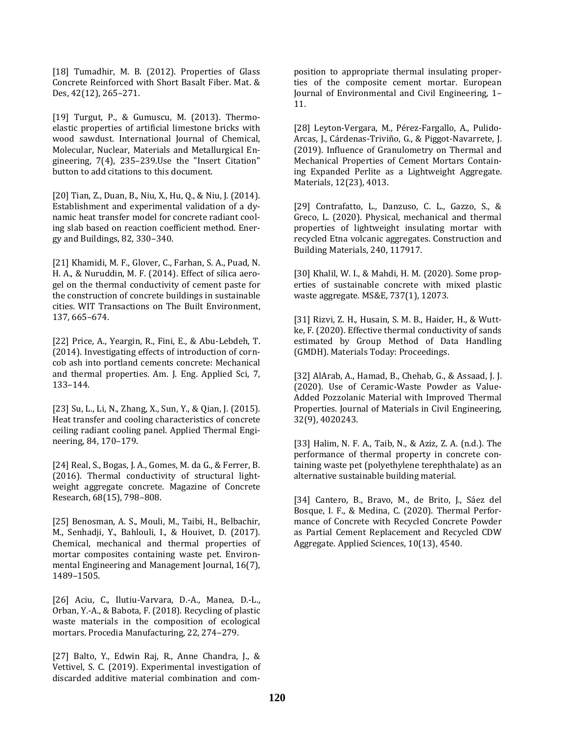[18] Tumadhir, M. B. (2012). Properties of Glass Concrete Reinforced with Short Basalt Fiber. Mat. & Des, 42(12), 265–271.

[19] Turgut, P., & Gumuscu, M. (2013). Thermo-elastic properties of artificial limestone bricks with wood sawdust. International Journal of Chemical, Molecular, Nuclear, Materials and Metallurgical Engineering, 7(4), 235–239.Use the "Insert Citation" button to add citations to this document.

[20] Tian, Z., Duan, B., Niu, X., Hu, Q., & Niu, J. (2014). Establishment and experimental validation of a dynamic heat transfer model for concrete radiant cooling slab based on reaction coefficient method. Energy and Buildings, 82, 330–340.

[21] Khamidi, M. F., Glover, C., Farhan, S. A., Puad, N. H. A., & Nuruddin, M. F. (2014). Effect of silica aerogel on the thermal conductivity of cement paste for the construction of concrete buildings in sustainable cities. WIT Transactions on The Built Environment, 137, 665–674.

[22] Price, A., Yeargin, R., Fini, E., & Abu-Lebdeh, T. (2014). Investigating effects of introduction of corncob ash into portland cements concrete: Mechanical and thermal properties. Am. J. Eng. Applied Sci, 7, 133–144.

[23] Su, L., Li, N., Zhang, X., Sun, Y., & Qian, J. (2015). Heat transfer and cooling characteristics of concrete ceiling radiant cooling panel. Applied Thermal Engineering, 84, 170–179.

[24] Real, S., Bogas, J. A., Gomes, M. da G., & Ferrer, B. (2016). Thermal conductivity of structural lightweight aggregate concrete. Magazine of Concrete Research, 68(15), 798–808.

[25] Benosman, A. S., Mouli, M., Taibi, H., Belbachir, M., Senhadji, Y., Bahlouli, I., & Houivet, D. (2017). Chemical, mechanical and thermal properties of mortar composites containing waste pet. Environmental Engineering and Management Journal, 16(7), 1489–1505.

[26] Aciu, C., Ilutiu-Varvara, D.-A., Manea, D.-L., Orban, Y.-A., & Babota, F. (2018). Recycling of plastic waste materials in the composition of ecological mortars. Procedia Manufacturing, 22, 274–279.

[27] Balto, Y., Edwin Raj, R., Anne Chandra, J., & Vettivel, S. C. (2019). Experimental investigation of discarded additive material combination and composition to appropriate thermal insulating properties of the composite cement mortar. European Journal of Environmental and Civil Engineering, 1–11.

[28] Leyton-Vergara, M., Pérez-Fargallo, A., Pulido-Arcas, J., Cárdenas-Triviño, G., & Piggot-Navarrete, J. (2019). Influence of Granulometry on Thermal and Mechanical Properties of Cement Mortars Containing Expanded Perlite as a Lightweight Aggregate. Materials, 12(23), 4013.

[29] Contrafatto, L., Danzuso, C. L., Gazzo, S., & Greco, L. (2020). Physical, mechanical and thermal properties of lightweight insulating mortar with recycled Etna volcanic aggregates. Construction and Building Materials, 240, 117917.

[30] Khalil, W. I., & Mahdi, H. M. (2020). Some properties of sustainable concrete with mixed plastic waste aggregate. MS&E, 737(1), 12073.

[31] Rizvi, Z. H., Husain, S. M. B., Haider, H., & Wuttke, F. (2020). Effective thermal conductivity of sands estimated by Group Method of Data Handling (GMDH). Materials Today: Proceedings.

[32] AlArab, A., Hamad, B., Chehab, G., & Assaad, J. J. (2020). Use of Ceramic-Waste Powder as Value-Added Pozzolanic Material with Improved Thermal Properties. Journal of Materials in Civil Engineering, 32(9), 4020243.

[33] Halim, N. F. A., Taib, N., & Aziz, Z. A. (n.d.). The performance of thermal property in concrete containing waste pet (polyethylene terephthalate) as an alternative sustainable building material.

[34] Cantero, B., Bravo, M., de Brito, J., Sáez del Bosque, I. F., & Medina, C. (2020). Thermal Performance of Concrete with Recycled Concrete Powder as Partial Cement Replacement and Recycled CDW Aggregate. Applied Sciences, 10(13), 4540.